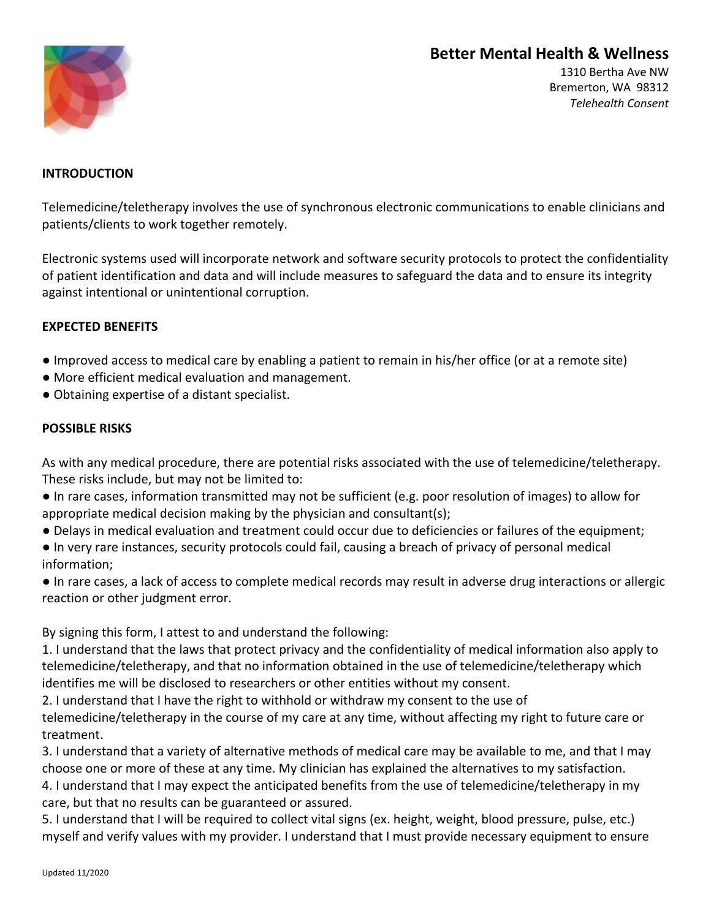# Better Mental Health & Wellness

1310 Bertha Ave NW
Bremerton, WA 98312
*Telehealth Consent*

**INTRODUCTION**

Telemedicine/teletherapy involves the use of synchronous electronic communications to enable clinicians and patients/clients to work together remotely.

Electronic systems used will incorporate network and software security protocols to protect the confidentiality of patient identification and data and will include measures to safeguard the data and to ensure its integrity against intentional or unintentional corruption.

**EXPECTED BENEFITS**

- Improved access to medical care by enabling a patient to remain in his/her office (or at a remote site)
- More efficient medical evaluation and management.
- Obtaining expertise of a distant specialist.

**POSSIBLE RISKS**

As with any medical procedure, there are potential risks associated with the use of telemedicine/teletherapy. These risks include, but may not be limited to:

- In rare cases, information transmitted may not be sufficient (e.g. poor resolution of images) to allow for appropriate medical decision making by the physician and consultant(s);
- Delays in medical evaluation and treatment could occur due to deficiencies or failures of the equipment;
- In very rare instances, security protocols could fail, causing a breach of privacy of personal medical information;
- In rare cases, a lack of access to complete medical records may result in adverse drug interactions or allergic reaction or other judgment error.

By signing this form, I attest to and understand the following:

1. I understand that the laws that protect privacy and the confidentiality of medical information also apply to telemedicine/teletherapy, and that no information obtained in the use of telemedicine/teletherapy which identifies me will be disclosed to researchers or other entities without my consent.
2. I understand that I have the right to withhold or withdraw my consent to the use of telemedicine/teletherapy in the course of my care at any time, without affecting my right to future care or treatment.
3. I understand that a variety of alternative methods of medical care may be available to me, and that I may choose one or more of these at any time. My clinician has explained the alternatives to my satisfaction.
4. I understand that I may expect the anticipated benefits from the use of telemedicine/teletherapy in my care, but that no results can be guaranteed or assured.
5. I understand that I will be required to collect vital signs (ex. height, weight, blood pressure, pulse, etc.) myself and verify values with my provider. I understand that I must provide necessary equipment to ensure

Updated 11/2020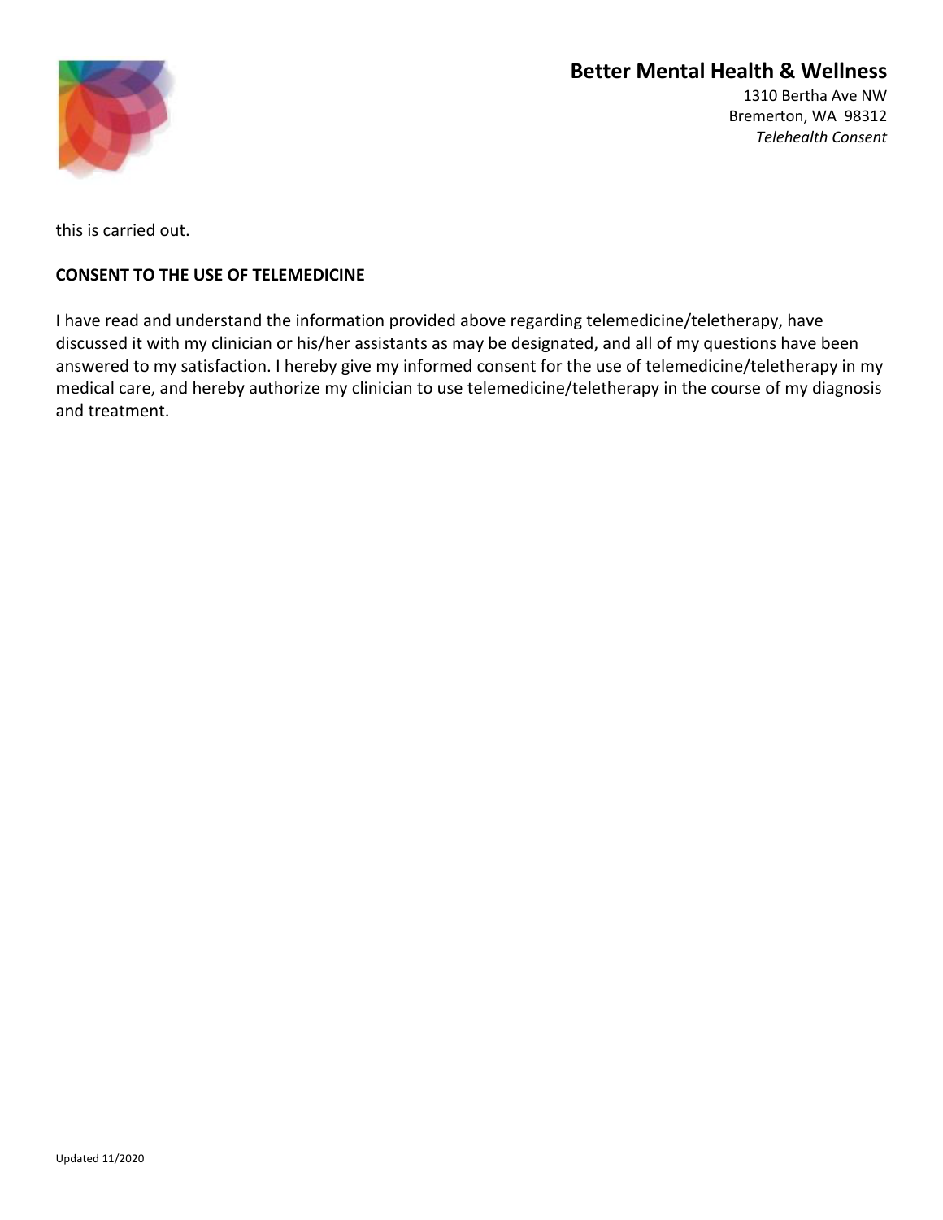this is carried out.

**CONSENT TO THE USE OF TELEMEDICINE**

I have read and understand the information provided above regarding telemedicine/teletherapy, have discussed it with my clinician or his/her assistants as may be designated, and all of my questions have been answered to my satisfaction. I hereby give my informed consent for the use of telemedicine/teletherapy in my medical care, and hereby authorize my clinician to use telemedicine/teletherapy in the course of my diagnosis and treatment.